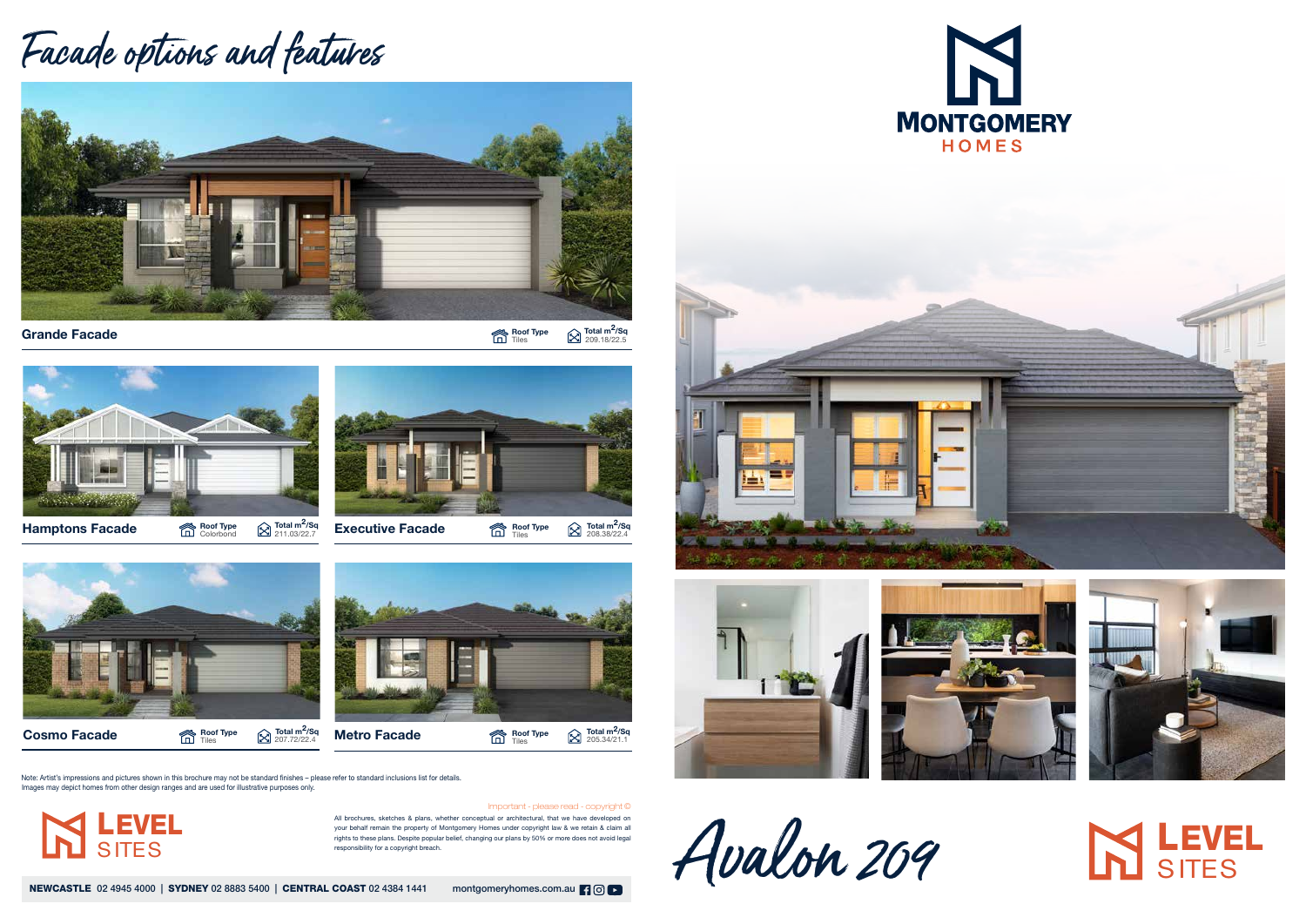# Facade options and features

**Grande Facade**
Roof Type: Tiles
Total $m^2$/Sq: 209.18/22.5

**Hamptons Facade**
Roof Type: Colorbond
Total $m^2$/Sq: 211.03/22.7

**Executive Facade**
Roof Type: Tiles
Total $m^2$/Sq: 208.38/22.4

**Cosmo Facade**
Roof Type: Tiles
Total $m^2$/Sq: 207.72/22.4

**Metro Facade**
Roof Type: Tiles
Total $m^2$/Sq: 205.34/21.1

Note: Artist's impressions and pictures shown in this brochure may not be standard finishes – please refer to standard inclusions list for details.
Images may depict homes from other design ranges and are used for illustrative purposes only.

LEVEL SITES

Important - please read - copyright ©

All brochures, sketches & plans, whether conceptual or architectural, that we have developed on your behalf remain the property of Montgomery Homes under copyright law & we retain & claim all rights to these plans. Despite popular belief, changing our plans by 50% or more does not avoid legal responsibility for a copyright breach.

**NEWCASTLE** 02 4945 4000 | **SYDNEY** 02 8883 5400 | **CENTRAL COAST** 02 4384 1441 montgomeryhomes.com.au

MONTGOMERY HOMES

# Avalon 209

LEVEL SITES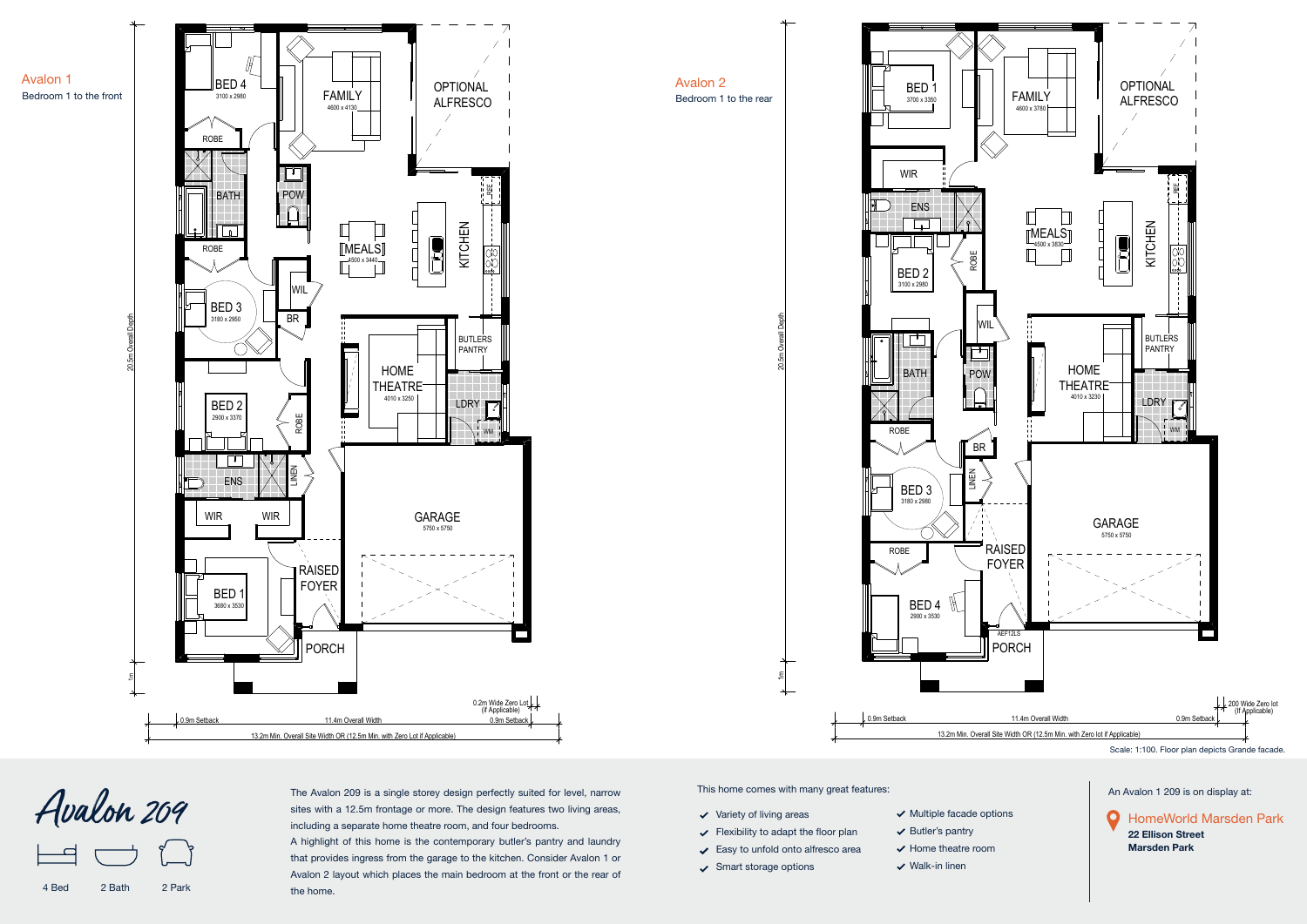## Avalon 1

Bedroom 1 to the front

BED 4
3100 x 2980

FAMILY
4600 x 4130

OPTIONAL
ALFRESCO

ROBE

BATH

POW

MEALS
4500 x 3440

KITCHEN

ROBE

WIL

BED 3
3180 x 2950

BR

BUTLERS
PANTRY

HOME
THEATRE
4010 x 3250

LDRY

WM

BED 2
2900 x 3370

ROBE

ENS

LINEN

WIR

WIR

GARAGE
5750 x 5750

RAISED
FOYER

BED 1
3680 x 3530

PORCH

20.5m Overall Depth

1m

0.2m Wide Zero Lot
(if Applicable)

0.9m Setback

11.4m Overall Width

0.9m Setback

13.2m Min. Overall Site Width OR (12.5m Min. with Zero Lot if Applicable)

## Avalon 2

Bedroom 1 to the rear

BED 1
3700 x 3350

FAMILY
4600 x 3780

OPTIONAL
ALFRESCO

WIR

ENS

MEALS
4500 x 3830

KITCHEN

BED 2
3100 x 2980

ROBE

WIL

BUTLERS
PANTRY

BATH

POW

HOME
THEATRE
4010 x 3230

LDRY

WM

ROBE

BR

BED 3
3180 x 2980

LINEN

GARAGE
5750 x 5750

ROBE

RAISED
FOYER

BED 4
2900 x 3530

AEF12LS

PORCH

20.5m Overall Depth

1m

200 Wide Zero lot
(If Applicable)

0.9m Setback

11.4m Overall Width

0.9m Setback

13.2m Min. Overall Site Width OR (12.5m Min. with Zero lot if Applicable)

Scale: 1:100. Floor plan depicts Grande facade.

# Avalon 209

4 Bed | 2 Bath | 2 Park

The Avalon 209 is a single storey design perfectly suited for level, narrow sites with a 12.5m frontage or more. The design features two living areas, including a separate home theatre room, and four bedrooms.

A highlight of this home is the contemporary butler's pantry and laundry that provides ingress from the garage to the kitchen. Consider Avalon 1 or Avalon 2 layout which places the main bedroom at the front or the rear of the home.

This home comes with many great features:

- Variety of living areas
- Flexibility to adapt the floor plan
- Easy to unfold onto alfresco area
- Smart storage options
- Multiple facade options
- Butler's pantry
- Home theatre room
- Walk-in linen

An Avalon 1 209 is on display at:

HomeWorld Marsden Park
**22 Ellison Street**
**Marsden Park**